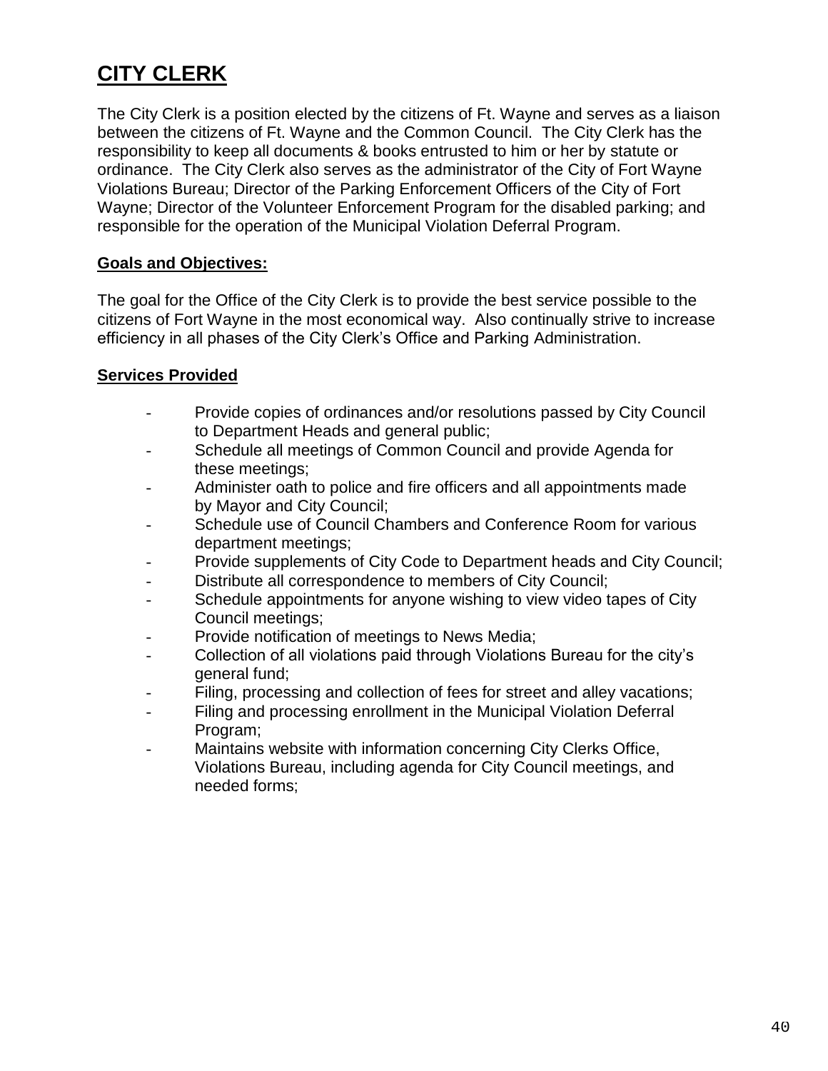# CITY CLERK

The City Clerk is a position elected by the citizens of Ft. Wayne and serves as a liaison between the citizens of Ft. Wayne and the Common Council. The City Clerk has the responsibility to keep all documents & books entrusted to him or her by statute or ordinance. The City Clerk also serves as the administrator of the City of Fort Wayne Violations Bureau; Director of the Parking Enforcement Officers of the City of Fort Wayne; Director of the Volunteer Enforcement Program for the disabled parking; and responsible for the operation of the Municipal Violation Deferral Program.

## Goals and Objectives:

The goal for the Office of the City Clerk is to provide the best service possible to the citizens of Fort Wayne in the most economical way. Also continually strive to increase efficiency in all phases of the City Clerk's Office and Parking Administration.

## Services Provided

- Provide copies of ordinances and/or resolutions passed by City Council to Department Heads and general public;
- Schedule all meetings of Common Council and provide Agenda for these meetings;
- Administer oath to police and fire officers and all appointments made by Mayor and City Council;
- Schedule use of Council Chambers and Conference Room for various department meetings;
- Provide supplements of City Code to Department heads and City Council;
- Distribute all correspondence to members of City Council;
- Schedule appointments for anyone wishing to view video tapes of City Council meetings;
- Provide notification of meetings to News Media;
- Collection of all violations paid through Violations Bureau for the city's general fund;
- Filing, processing and collection of fees for street and alley vacations;
- Filing and processing enrollment in the Municipal Violation Deferral Program;
- Maintains website with information concerning City Clerks Office, Violations Bureau, including agenda for City Council meetings, and needed forms;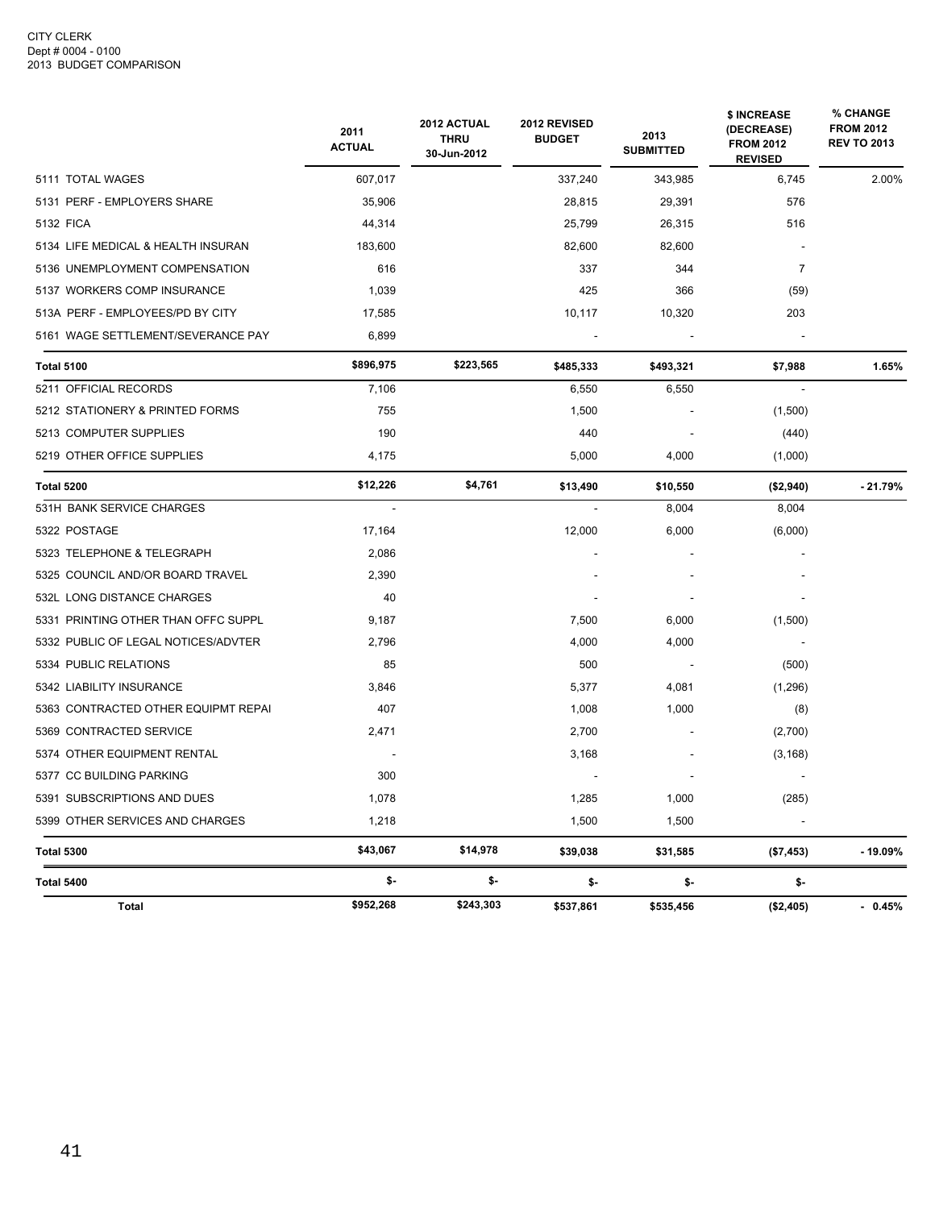CITY CLERK
Dept # 0004 - 0100
2013 BUDGET COMPARISON

| | 2011 ACTUAL | 2012 ACTUAL THRU 30-Jun-2012 | 2012 REVISED BUDGET | 2013 SUBMITTED | $ INCREASE (DECREASE) FROM 2012 REVISED | % CHANGE FROM 2012 REV TO 2013 |
|---|---|---|---|---|---|---|
| 5111 TOTAL WAGES | 607,017 | | 337,240 | 343,985 | 6,745 | 2.00% |
| 5131 PERF - EMPLOYERS SHARE | 35,906 | | 28,815 | 29,391 | 576 | |
| 5132 FICA | 44,314 | | 25,799 | 26,315 | 516 | |
| 5134 LIFE MEDICAL & HEALTH INSURAN | 183,600 | | 82,600 | 82,600 | - | |
| 5136 UNEMPLOYMENT COMPENSATION | 616 | | 337 | 344 | 7 | |
| 5137 WORKERS COMP INSURANCE | 1,039 | | 425 | 366 | (59) | |
| 513A PERF - EMPLOYEES/PD BY CITY | 17,585 | | 10,117 | 10,320 | 203 | |
| 5161 WAGE SETTLEMENT/SEVERANCE PAY | 6,899 | | - | - | - | |
| **Total 5100** | **$896,975** | **$223,565** | **$485,333** | **$493,321** | **$7,988** | **1.65%** |
| 5211 OFFICIAL RECORDS | 7,106 | | 6,550 | 6,550 | - | |
| 5212 STATIONERY & PRINTED FORMS | 755 | | 1,500 | - | (1,500) | |
| 5213 COMPUTER SUPPLIES | 190 | | 440 | - | (440) | |
| 5219 OTHER OFFICE SUPPLIES | 4,175 | | 5,000 | 4,000 | (1,000) | |
| **Total 5200** | **$12,226** | **$4,761** | **$13,490** | **$10,550** | **($2,940)** | **- 21.79%** |
| 531H BANK SERVICE CHARGES | - | | - | 8,004 | 8,004 | |
| 5322 POSTAGE | 17,164 | | 12,000 | 6,000 | (6,000) | |
| 5323 TELEPHONE & TELEGRAPH | 2,086 | | - | - | - | |
| 5325 COUNCIL AND/OR BOARD TRAVEL | 2,390 | | - | - | - | |
| 532L LONG DISTANCE CHARGES | 40 | | - | - | - | |
| 5331 PRINTING OTHER THAN OFFC SUPPL | 9,187 | | 7,500 | 6,000 | (1,500) | |
| 5332 PUBLIC OF LEGAL NOTICES/ADVTER | 2,796 | | 4,000 | 4,000 | - | |
| 5334 PUBLIC RELATIONS | 85 | | 500 | - | (500) | |
| 5342 LIABILITY INSURANCE | 3,846 | | 5,377 | 4,081 | (1,296) | |
| 5363 CONTRACTED OTHER EQUIPMT REPAI | 407 | | 1,008 | 1,000 | (8) | |
| 5369 CONTRACTED SERVICE | 2,471 | | 2,700 | - | (2,700) | |
| 5374 OTHER EQUIPMENT RENTAL | - | | 3,168 | - | (3,168) | |
| 5377 CC BUILDING PARKING | 300 | | - | - | - | |
| 5391 SUBSCRIPTIONS AND DUES | 1,078 | | 1,285 | 1,000 | (285) | |
| 5399 OTHER SERVICES AND CHARGES | 1,218 | | 1,500 | 1,500 | - | |
| **Total 5300** | **$43,067** | **$14,978** | **$39,038** | **$31,585** | **($7,453)** | **- 19.09%** |
| **Total 5400** | **$-** | **$-** | **$-** | **$-** | **$-** | |
| **Total** | **$952,268** | **$243,303** | **$537,861** | **$535,456** | **($2,405)** | **- 0.45%** |